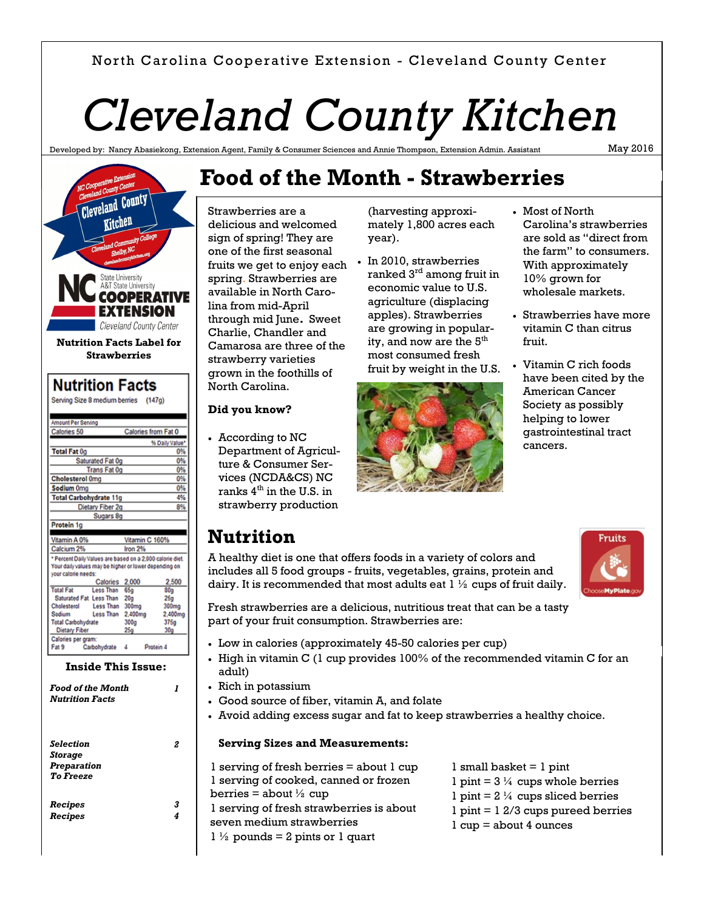North Carolina Cooperative Extension - Cleveland County Center

# Cleveland County Kitchen

Developed by: Nancy Abasiekong, Extension Agent, Family & Consumer Sciences and Annie Thompson, Extension Admin. Assistant

May 2016

**Nutrition Facts Label for Strawberries**

| Nutrition Facts | |
|---|---|
| Serving Size 8 medium berries (147g) | |
| Amount Per Serving | |
| Calories 50 | Calories from Fat 0 |
| | % Daily Value* |
| **Total Fat** 0g | 0% |
| Saturated Fat 0g | 0% |
| Trans Fat 0g | 0% |
| **Cholesterol** 0mg | 0% |
| **Sodium** 0mg | 0% |
| **Total Carbohydrate** 11g | 4% |
| Dietary Fiber 2g | 8% |
| Sugars 8g | |
| **Protein** 1g | |
| Vitamin A 0% | Vitamin C 160% |
| Calcium 2% | Iron 2% |

* Percent Daily Values are based on a 2,000 calorie diet. Your daily values may be higher or lower depending on your calorie needs:

| | | Calories 2,000 | 2,500 |
|---|---|---|---|
| Total Fat | Less Than | 65g | 80g |
| Saturated Fat | Less Than | 20g | 25g |
| Cholesterol | Less Than | 300mg | 300mg |
| Sodium | Less Than | 2,400mg | 2,400mg |
| Total Carbohydrate | | 300g | 375g |
| Dietary Fiber | | 25g | 30g |

Calories per gram: Fat 9 Carbohydrate 4 Protein 4

**Inside This Issue:**

| | |
|---|---|
| *Food of the Month* | *1* |
| *Nutrition Facts* | |
| *Selection* | *2* |
| *Storage* | |
| *Preparation* | |
| *To Freeze* | |
| *Recipes* | *3* |
| *Recipes* | *4* |

## Food of the Month - Strawberries

Strawberries are a delicious and welcomed sign of spring! They are one of the first seasonal fruits we get to enjoy each spring. Strawberries are available in North Carolina from mid-April through mid June. Sweet Charlie, Chandler and Camarosa are three of the strawberry varieties grown in the foothills of North Carolina.

**Did you know?**

- According to NC Department of Agriculture & Consumer Services (NCDA&CS) NC ranks 4th in the U.S. in strawberry production (harvesting approximately 1,800 acres each year).
- In 2010, strawberries ranked 3rd among fruit in economic value to U.S. agriculture (displacing apples). Strawberries are growing in popularity, and now are the 5th most consumed fresh fruit by weight in the U.S.
- Most of North Carolina's strawberries are sold as "direct from the farm" to consumers. With approximately 10% grown for wholesale markets.
- Strawberries have more vitamin C than citrus fruit.
- Vitamin C rich foods have been cited by the American Cancer Society as possibly helping to lower gastrointestinal tract cancers.

## Nutrition

A healthy diet is one that offers foods in a variety of colors and includes all 5 food groups - fruits, vegetables, grains, protein and dairy. It is recommended that most adults eat 1 ½ cups of fruit daily.

Fresh strawberries are a delicious, nutritious treat that can be a tasty part of your fruit consumption. Strawberries are:

- Low in calories (approximately 45-50 calories per cup)
- High in vitamin C (1 cup provides 100% of the recommended vitamin C for an adult)
- Rich in potassium
- Good source of fiber, vitamin A, and folate
- Avoid adding excess sugar and fat to keep strawberries a healthy choice.

**Serving Sizes and Measurements:**

1 serving of fresh berries = about 1 cup
1 serving of cooked, canned or frozen berries = about ½ cup
1 serving of fresh strawberries is about seven medium strawberries
1 ½ pounds = 2 pints or 1 quart

1 small basket = 1 pint
1 pint = 3 ¼ cups whole berries
1 pint = 2 ¼ cups sliced berries
1 pint = 1 2/3 cups pureed berries
1 cup = about 4 ounces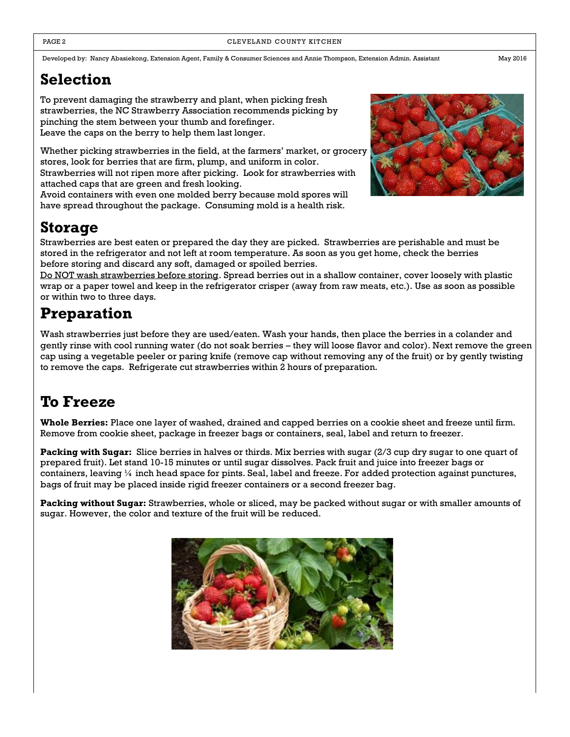Developed by: Nancy Abasiekong, Extension Agent, Family & Consumer Sciences and Annie Thompson, Extension Admin. Assistant May 2016

## Selection

To prevent damaging the strawberry and plant, when picking fresh strawberries, the NC Strawberry Association recommends picking by pinching the stem between your thumb and forefinger.
Leave the caps on the berry to help them last longer.

Whether picking strawberries in the field, at the farmers' market, or grocery stores, look for berries that are firm, plump, and uniform in color. Strawberries will not ripen more after picking. Look for strawberries with attached caps that are green and fresh looking.
Avoid containers with even one molded berry because mold spores will have spread throughout the package. Consuming mold is a health risk.

## Storage

Strawberries are best eaten or prepared the day they are picked. Strawberries are perishable and must be stored in the refrigerator and not left at room temperature. As soon as you get home, check the berries before storing and discard any soft, damaged or spoiled berries.
Do NOT wash strawberries before storing. Spread berries out in a shallow container, cover loosely with plastic wrap or a paper towel and keep in the refrigerator crisper (away from raw meats, etc.). Use as soon as possible or within two to three days.

## Preparation

Wash strawberries just before they are used/eaten. Wash your hands, then place the berries in a colander and gently rinse with cool running water (do not soak berries – they will loose flavor and color). Next remove the green cap using a vegetable peeler or paring knife (remove cap without removing any of the fruit) or by gently twisting to remove the caps. Refrigerate cut strawberries within 2 hours of preparation.

## To Freeze

**Whole Berries:** Place one layer of washed, drained and capped berries on a cookie sheet and freeze until firm. Remove from cookie sheet, package in freezer bags or containers, seal, label and return to freezer.

**Packing with Sugar:** Slice berries in halves or thirds. Mix berries with sugar (2/3 cup dry sugar to one quart of prepared fruit). Let stand 10-15 minutes or until sugar dissolves. Pack fruit and juice into freezer bags or containers, leaving ¼ inch head space for pints. Seal, label and freeze. For added protection against punctures, bags of fruit may be placed inside rigid freezer containers or a second freezer bag.

**Packing without Sugar:** Strawberries, whole or sliced, may be packed without sugar or with smaller amounts of sugar. However, the color and texture of the fruit will be reduced.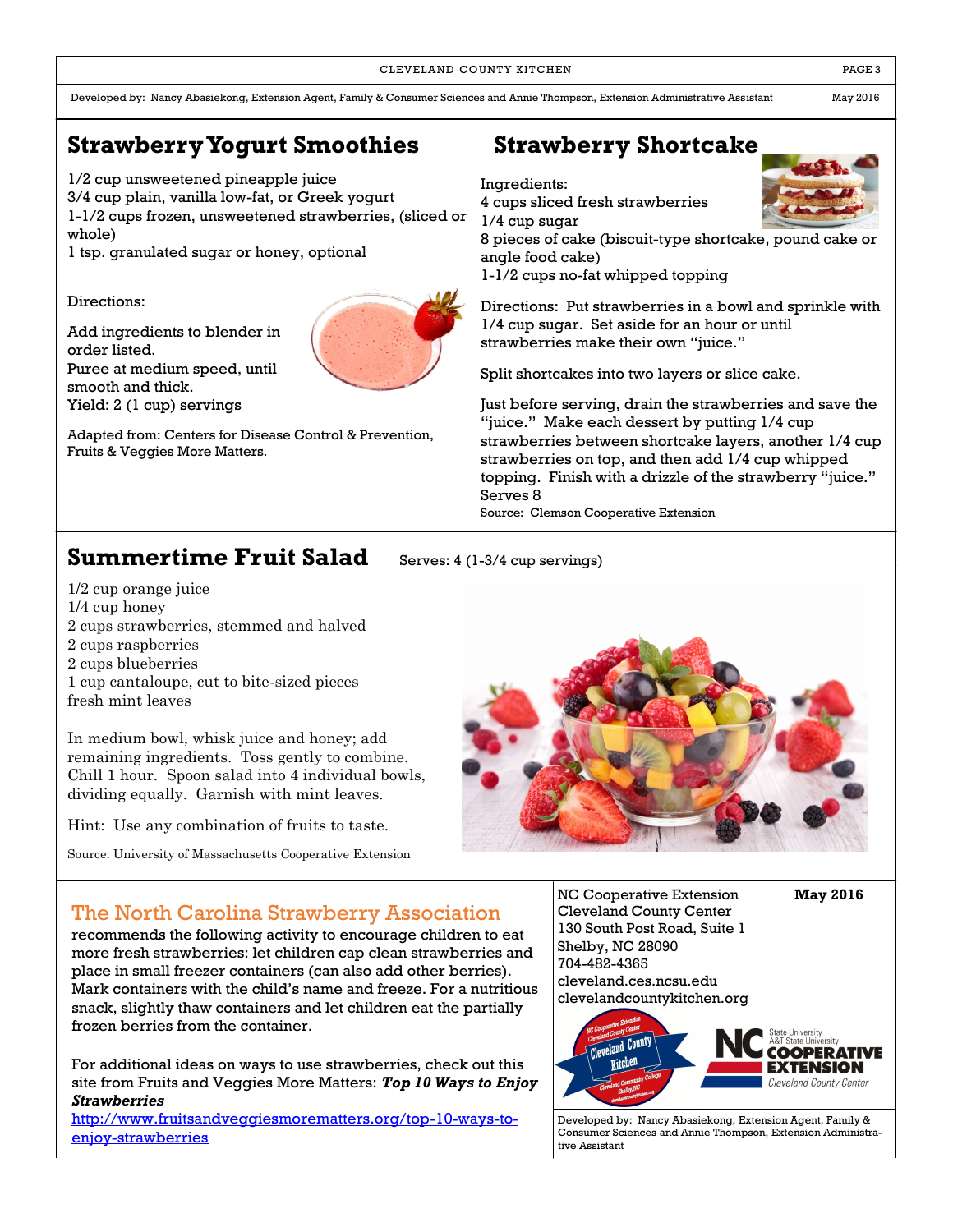## Strawberry Yogurt Smoothies

1/2 cup unsweetened pineapple juice
3/4 cup plain, vanilla low-fat, or Greek yogurt
1-1/2 cups frozen, unsweetened strawberries, (sliced or whole)
1 tsp. granulated sugar or honey, optional

Directions:

Add ingredients to blender in order listed.
Puree at medium speed, until smooth and thick.
Yield: 2 (1 cup) servings

Adapted from: Centers for Disease Control & Prevention, Fruits & Veggies More Matters.

## Strawberry Shortcake

Ingredients:
4 cups sliced fresh strawberries
1/4 cup sugar
8 pieces of cake (biscuit-type shortcake, pound cake or angle food cake)
1-1/2 cups no-fat whipped topping

Directions: Put strawberries in a bowl and sprinkle with 1/4 cup sugar. Set aside for an hour or until strawberries make their own "juice."

Split shortcakes into two layers or slice cake.

Just before serving, drain the strawberries and save the "juice." Make each dessert by putting 1/4 cup strawberries between shortcake layers, another 1/4 cup strawberries on top, and then add 1/4 cup whipped topping. Finish with a drizzle of the strawberry "juice."
Serves 8

Source: Clemson Cooperative Extension

## Summertime Fruit Salad

Serves: 4 (1-3/4 cup servings)

1/2 cup orange juice
1/4 cup honey
2 cups strawberries, stemmed and halved
2 cups raspberries
2 cups blueberries
1 cup cantaloupe, cut to bite-sized pieces
fresh mint leaves

In medium bowl, whisk juice and honey; add remaining ingredients. Toss gently to combine. Chill 1 hour. Spoon salad into 4 individual bowls, dividing equally. Garnish with mint leaves.

Hint: Use any combination of fruits to taste.

Source: University of Massachusetts Cooperative Extension

## The North Carolina Strawberry Association

recommends the following activity to encourage children to eat more fresh strawberries: let children cap clean strawberries and place in small freezer containers (can also add other berries). Mark containers with the child's name and freeze. For a nutritious snack, slightly thaw containers and let children eat the partially frozen berries from the container.

For additional ideas on ways to use strawberries, check out this site from Fruits and Veggies More Matters: ***Top 10 Ways to Enjoy Strawberries***

http://www.fruitsandveggiesmorematters.org/top-10-ways-to-enjoy-strawberries

NC Cooperative Extension
Cleveland County Center
130 South Post Road, Suite 1
Shelby, NC 28090
704-482-4365
cleveland.ces.ncsu.edu
clevelandcountykitchen.org

**May 2016**

Developed by: Nancy Abasiekong, Extension Agent, Family & Consumer Sciences and Annie Thompson, Extension Administrative Assistant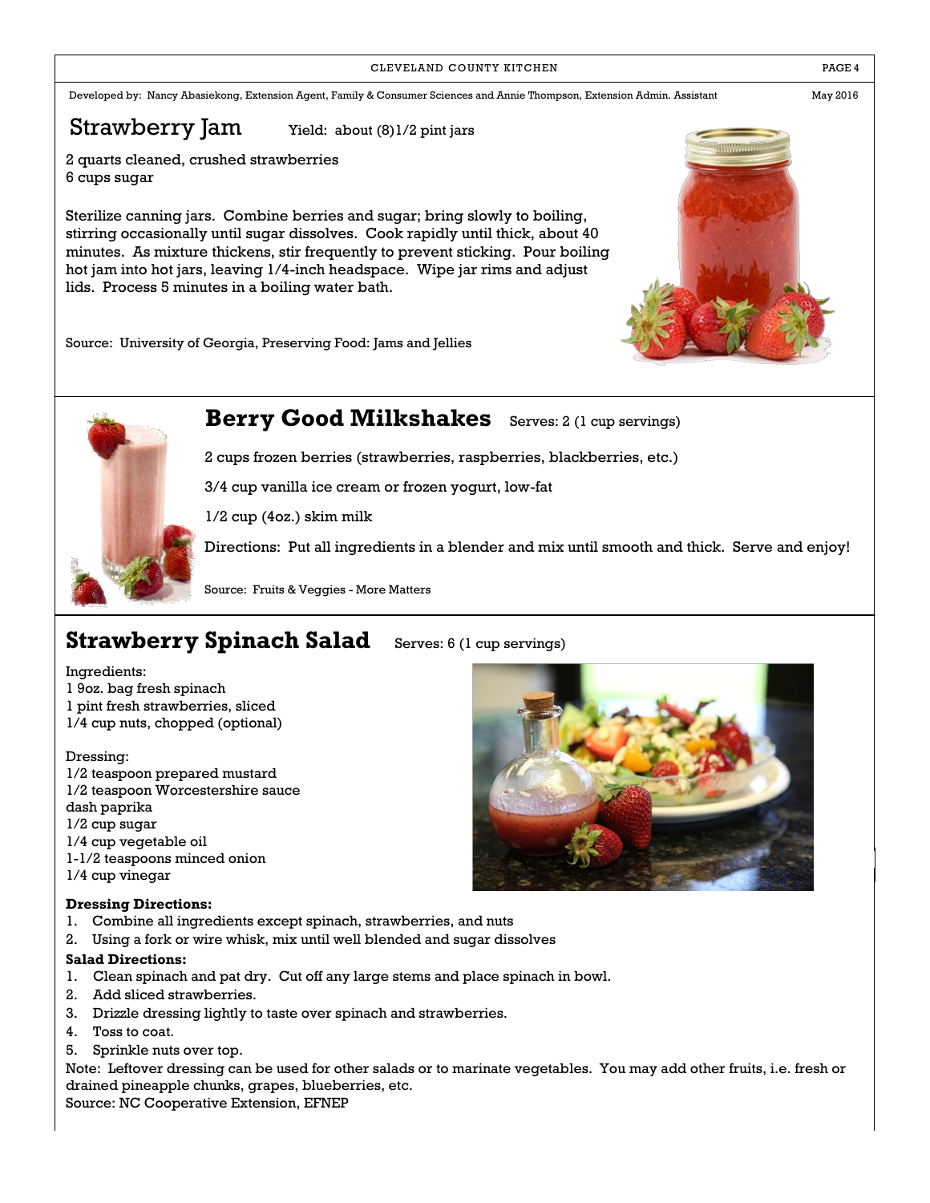Developed by: Nancy Abasiekong, Extension Agent, Family & Consumer Sciences and Annie Thompson, Extension Admin. Assistant — May 2016

## Strawberry Jam

Yield: about (8)1/2 pint jars

2 quarts cleaned, crushed strawberries
6 cups sugar

Sterilize canning jars. Combine berries and sugar; bring slowly to boiling, stirring occasionally until sugar dissolves. Cook rapidly until thick, about 40 minutes. As mixture thickens, stir frequently to prevent sticking. Pour boiling hot jam into hot jars, leaving 1/4-inch headspace. Wipe jar rims and adjust lids. Process 5 minutes in a boiling water bath.

Source: University of Georgia, Preserving Food: Jams and Jellies

## Berry Good Milkshakes

Serves: 2 (1 cup servings)

2 cups frozen berries (strawberries, raspberries, blackberries, etc.)

3/4 cup vanilla ice cream or frozen yogurt, low-fat

1/2 cup (4oz.) skim milk

Directions: Put all ingredients in a blender and mix until smooth and thick. Serve and enjoy!

Source: Fruits & Veggies - More Matters

## Strawberry Spinach Salad

Serves: 6 (1 cup servings)

Ingredients:
1 9oz. bag fresh spinach
1 pint fresh strawberries, sliced
1/4 cup nuts, chopped (optional)

Dressing:
1/2 teaspoon prepared mustard
1/2 teaspoon Worcestershire sauce
dash paprika
1/2 cup sugar
1/4 cup vegetable oil
1-1/2 teaspoons minced onion
1/4 cup vinegar

**Dressing Directions:**

1. Combine all ingredients except spinach, strawberries, and nuts
2. Using a fork or wire whisk, mix until well blended and sugar dissolves

**Salad Directions:**

1. Clean spinach and pat dry. Cut off any large stems and place spinach in bowl.
2. Add sliced strawberries.
3. Drizzle dressing lightly to taste over spinach and strawberries.
4. Toss to coat.
5. Sprinkle nuts over top.

Note: Leftover dressing can be used for other salads or to marinate vegetables. You may add other fruits, i.e. fresh or drained pineapple chunks, grapes, blueberries, etc.

Source: NC Cooperative Extension, EFNEP